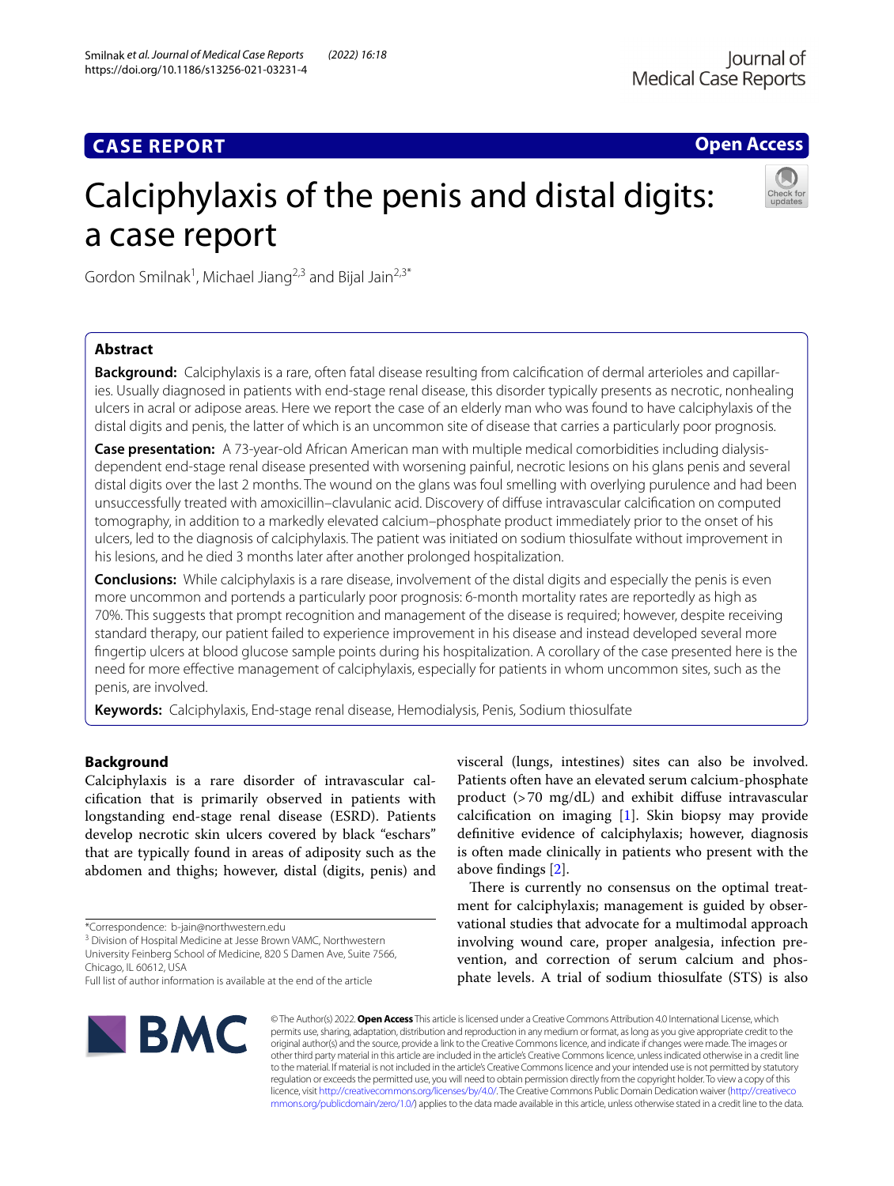CASE REPORT

Open Access

# Calciphylaxis of the penis and distal digits: a case report

Gordon Smilnak[1], Michael Jiang[2,3] and Bijal Jain[2,3*]

## Abstract

**Background:** Calciphylaxis is a rare, often fatal disease resulting from calcification of dermal arterioles and capillaries. Usually diagnosed in patients with end-stage renal disease, this disorder typically presents as necrotic, nonhealing ulcers in acral or adipose areas. Here we report the case of an elderly man who was found to have calciphylaxis of the distal digits and penis, the latter of which is an uncommon site of disease that carries a particularly poor prognosis.

**Case presentation:** A 73-year-old African American man with multiple medical comorbidities including dialysis-dependent end-stage renal disease presented with worsening painful, necrotic lesions on his glans penis and several distal digits over the last 2 months. The wound on the glans was foul smelling with overlying purulence and had been unsuccessfully treated with amoxicillin–clavulanic acid. Discovery of diffuse intravascular calcification on computed tomography, in addition to a markedly elevated calcium–phosphate product immediately prior to the onset of his ulcers, led to the diagnosis of calciphylaxis. The patient was initiated on sodium thiosulfate without improvement in his lesions, and he died 3 months later after another prolonged hospitalization.

**Conclusions:** While calciphylaxis is a rare disease, involvement of the distal digits and especially the penis is even more uncommon and portends a particularly poor prognosis: 6-month mortality rates are reportedly as high as 70%. This suggests that prompt recognition and management of the disease is required; however, despite receiving standard therapy, our patient failed to experience improvement in his disease and instead developed several more fingertip ulcers at blood glucose sample points during his hospitalization. A corollary of the case presented here is the need for more effective management of calciphylaxis, especially for patients in whom uncommon sites, such as the penis, are involved.

**Keywords:** Calciphylaxis, End-stage renal disease, Hemodialysis, Penis, Sodium thiosulfate

## Background

Calciphylaxis is a rare disorder of intravascular calcification that is primarily observed in patients with longstanding end-stage renal disease (ESRD). Patients develop necrotic skin ulcers covered by black "eschars" that are typically found in areas of adiposity such as the abdomen and thighs; however, distal (digits, penis) and visceral (lungs, intestines) sites can also be involved. Patients often have an elevated serum calcium-phosphate product (>70 mg/dL) and exhibit diffuse intravascular calcification on imaging [1]. Skin biopsy may provide definitive evidence of calciphylaxis; however, diagnosis is often made clinically in patients who present with the above findings [2].

There is currently no consensus on the optimal treatment for calciphylaxis; management is guided by observational studies that advocate for a multimodal approach involving wound care, proper analgesia, infection prevention, and correction of serum calcium and phosphate levels. A trial of sodium thiosulfate (STS) is also

*Correspondence: b-jain@northwestern.edu
[3] Division of Hospital Medicine at Jesse Brown VAMC, Northwestern University Feinberg School of Medicine, 820 S Damen Ave, Suite 7566, Chicago, IL 60612, USA
Full list of author information is available at the end of the article

© The Author(s) 2022. **Open Access** This article is licensed under a Creative Commons Attribution 4.0 International License, which permits use, sharing, adaptation, distribution and reproduction in any medium or format, as long as you give appropriate credit to the original author(s) and the source, provide a link to the Creative Commons licence, and indicate if changes were made. The images or other third party material in this article are included in the article's Creative Commons licence, unless indicated otherwise in a credit line to the material. If material is not included in the article's Creative Commons licence and your intended use is not permitted by statutory regulation or exceeds the permitted use, you will need to obtain permission directly from the copyright holder. To view a copy of this licence, visit http://creativecommons.org/licenses/by/4.0/. The Creative Commons Public Domain Dedication waiver (http://creativecommons.org/publicdomain/zero/1.0/) applies to the data made available in this article, unless otherwise stated in a credit line to the data.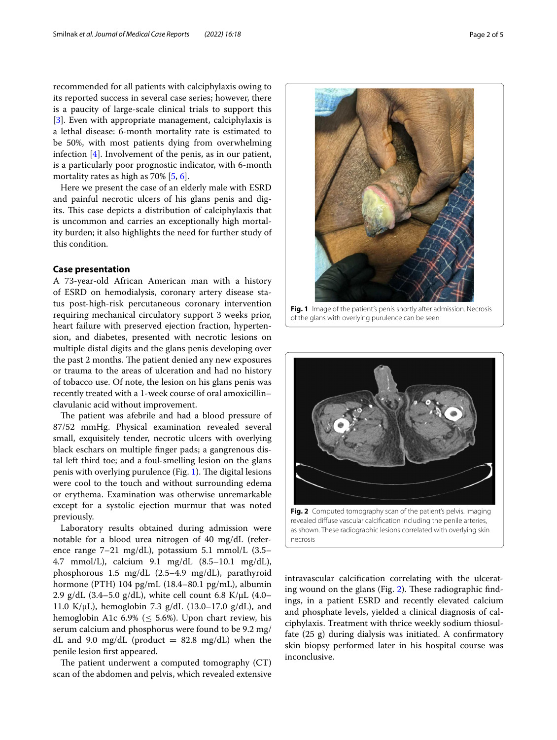recommended for all patients with calciphylaxis owing to its reported success in several case series; however, there is a paucity of large-scale clinical trials to support this [3]. Even with appropriate management, calciphylaxis is a lethal disease: 6-month mortality rate is estimated to be 50%, with most patients dying from overwhelming infection [4]. Involvement of the penis, as in our patient, is a particularly poor prognostic indicator, with 6-month mortality rates as high as 70% [5, 6].

Here we present the case of an elderly male with ESRD and painful necrotic ulcers of his glans penis and digits. This case depicts a distribution of calciphylaxis that is uncommon and carries an exceptionally high mortality burden; it also highlights the need for further study of this condition.

## Case presentation

A 73-year-old African American man with a history of ESRD on hemodialysis, coronary artery disease status post-high-risk percutaneous coronary intervention requiring mechanical circulatory support 3 weeks prior, heart failure with preserved ejection fraction, hypertension, and diabetes, presented with necrotic lesions on multiple distal digits and the glans penis developing over the past 2 months. The patient denied any new exposures or trauma to the areas of ulceration and had no history of tobacco use. Of note, the lesion on his glans penis was recently treated with a 1-week course of oral amoxicillin–clavulanic acid without improvement.

The patient was afebrile and had a blood pressure of 87/52 mmHg. Physical examination revealed several small, exquisitely tender, necrotic ulcers with overlying black eschars on multiple finger pads; a gangrenous distal left third toe; and a foul-smelling lesion on the glans penis with overlying purulence (Fig. 1). The digital lesions were cool to the touch and without surrounding edema or erythema. Examination was otherwise unremarkable except for a systolic ejection murmur that was noted previously.

Laboratory results obtained during admission were notable for a blood urea nitrogen of 40 mg/dL (reference range 7–21 mg/dL), potassium 5.1 mmol/L (3.5–4.7 mmol/L), calcium 9.1 mg/dL (8.5–10.1 mg/dL), phosphorous 1.5 mg/dL (2.5–4.9 mg/dL), parathyroid hormone (PTH) 104 pg/mL (18.4–80.1 pg/mL), albumin 2.9 g/dL (3.4–5.0 g/dL), white cell count 6.8 K/μL (4.0–11.0 K/μL), hemoglobin 7.3 g/dL (13.0–17.0 g/dL), and hemoglobin A1c 6.9% ($\leq$ 5.6%). Upon chart review, his serum calcium and phosphorus were found to be 9.2 mg/dL and 9.0 mg/dL (product = 82.8 mg/dL) when the penile lesion first appeared.

The patient underwent a computed tomography (CT) scan of the abdomen and pelvis, which revealed extensive intravascular calcification correlating with the ulcerating wound on the glans (Fig. 2). These radiographic findings, in a patient ESRD and recently elevated calcium and phosphate levels, yielded a clinical diagnosis of calciphylaxis. Treatment with thrice weekly sodium thiosulfate (25 g) during dialysis was initiated. A confirmatory skin biopsy performed later in his hospital course was inconclusive.

**Fig. 1** Image of the patient's penis shortly after admission. Necrosis of the glans with overlying purulence can be seen

**Fig. 2** Computed tomography scan of the patient's pelvis. Imaging revealed diffuse vascular calcification including the penile arteries, as shown. These radiographic lesions correlated with overlying skin necrosis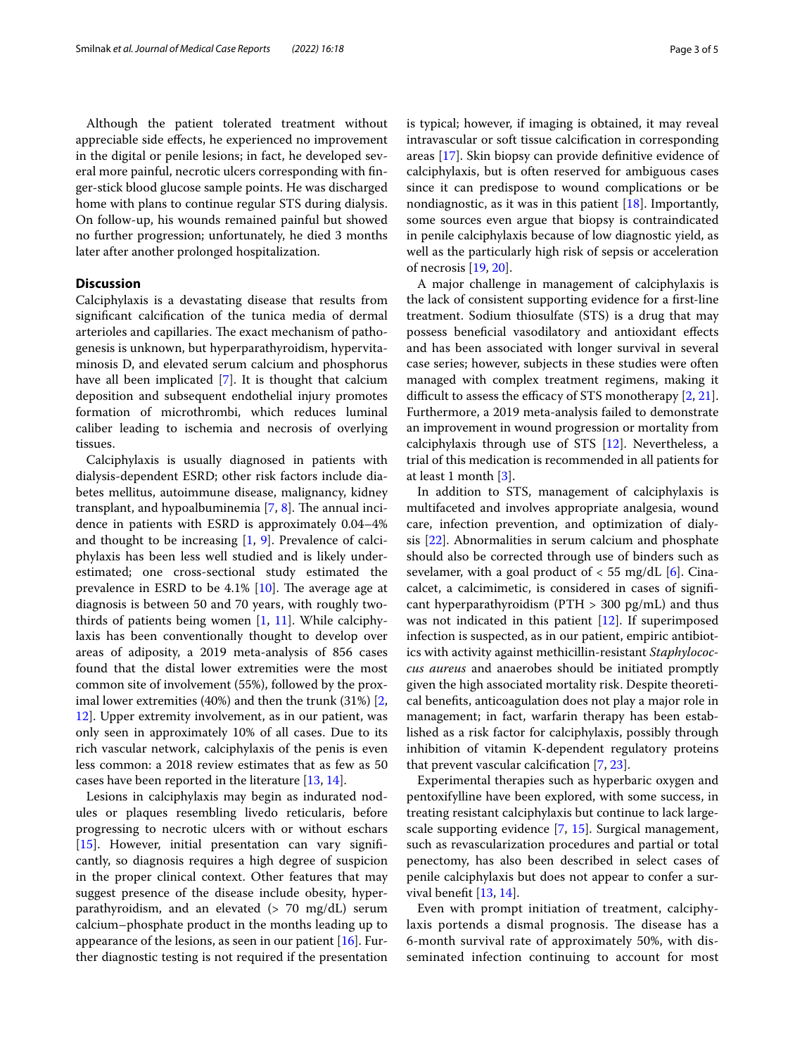Although the patient tolerated treatment without appreciable side effects, he experienced no improvement in the digital or penile lesions; in fact, he developed several more painful, necrotic ulcers corresponding with finger-stick blood glucose sample points. He was discharged home with plans to continue regular STS during dialysis. On follow-up, his wounds remained painful but showed no further progression; unfortunately, he died 3 months later after another prolonged hospitalization.

## Discussion

Calciphylaxis is a devastating disease that results from significant calcification of the tunica media of dermal arterioles and capillaries. The exact mechanism of pathogenesis is unknown, but hyperparathyroidism, hypervitaminosis D, and elevated serum calcium and phosphorus have all been implicated [7]. It is thought that calcium deposition and subsequent endothelial injury promotes formation of microthrombi, which reduces luminal caliber leading to ischemia and necrosis of overlying tissues.

Calciphylaxis is usually diagnosed in patients with dialysis-dependent ESRD; other risk factors include diabetes mellitus, autoimmune disease, malignancy, kidney transplant, and hypoalbuminemia [7, 8]. The annual incidence in patients with ESRD is approximately 0.04–4% and thought to be increasing [1, 9]. Prevalence of calciphylaxis has been less well studied and is likely underestimated; one cross-sectional study estimated the prevalence in ESRD to be 4.1% [10]. The average age at diagnosis is between 50 and 70 years, with roughly two-thirds of patients being women [1, 11]. While calciphylaxis has been conventionally thought to develop over areas of adiposity, a 2019 meta-analysis of 856 cases found that the distal lower extremities were the most common site of involvement (55%), followed by the proximal lower extremities (40%) and then the trunk (31%) [2, 12]. Upper extremity involvement, as in our patient, was only seen in approximately 10% of all cases. Due to its rich vascular network, calciphylaxis of the penis is even less common: a 2018 review estimates that as few as 50 cases have been reported in the literature [13, 14].

Lesions in calciphylaxis may begin as indurated nodules or plaques resembling livedo reticularis, before progressing to necrotic ulcers with or without eschars [15]. However, initial presentation can vary significantly, so diagnosis requires a high degree of suspicion in the proper clinical context. Other features that may suggest presence of the disease include obesity, hyperparathyroidism, and an elevated (> 70 mg/dL) serum calcium–phosphate product in the months leading up to appearance of the lesions, as seen in our patient [16]. Further diagnostic testing is not required if the presentation is typical; however, if imaging is obtained, it may reveal intravascular or soft tissue calcification in corresponding areas [17]. Skin biopsy can provide definitive evidence of calciphylaxis, but is often reserved for ambiguous cases since it can predispose to wound complications or be nondiagnostic, as it was in this patient [18]. Importantly, some sources even argue that biopsy is contraindicated in penile calciphylaxis because of low diagnostic yield, as well as the particularly high risk of sepsis or acceleration of necrosis [19, 20].

A major challenge in management of calciphylaxis is the lack of consistent supporting evidence for a first-line treatment. Sodium thiosulfate (STS) is a drug that may possess beneficial vasodilatory and antioxidant effects and has been associated with longer survival in several case series; however, subjects in these studies were often managed with complex treatment regimens, making it difficult to assess the efficacy of STS monotherapy [2, 21]. Furthermore, a 2019 meta-analysis failed to demonstrate an improvement in wound progression or mortality from calciphylaxis through use of STS [12]. Nevertheless, a trial of this medication is recommended in all patients for at least 1 month [3].

In addition to STS, management of calciphylaxis is multifaceted and involves appropriate analgesia, wound care, infection prevention, and optimization of dialysis [22]. Abnormalities in serum calcium and phosphate should also be corrected through use of binders such as sevelamer, with a goal product of < 55 mg/dL [6]. Cinacalcet, a calcimimetic, is considered in cases of significant hyperparathyroidism (PTH > 300 pg/mL) and thus was not indicated in this patient [12]. If superimposed infection is suspected, as in our patient, empiric antibiotics with activity against methicillin-resistant *Staphylococcus aureus* and anaerobes should be initiated promptly given the high associated mortality risk. Despite theoretical benefits, anticoagulation does not play a major role in management; in fact, warfarin therapy has been established as a risk factor for calciphylaxis, possibly through inhibition of vitamin K-dependent regulatory proteins that prevent vascular calcification [7, 23].

Experimental therapies such as hyperbaric oxygen and pentoxifylline have been explored, with some success, in treating resistant calciphylaxis but continue to lack large-scale supporting evidence [7, 15]. Surgical management, such as revascularization procedures and partial or total penectomy, has also been described in select cases of penile calciphylaxis but does not appear to confer a survival benefit [13, 14].

Even with prompt initiation of treatment, calciphylaxis portends a dismal prognosis. The disease has a 6-month survival rate of approximately 50%, with disseminated infection continuing to account for most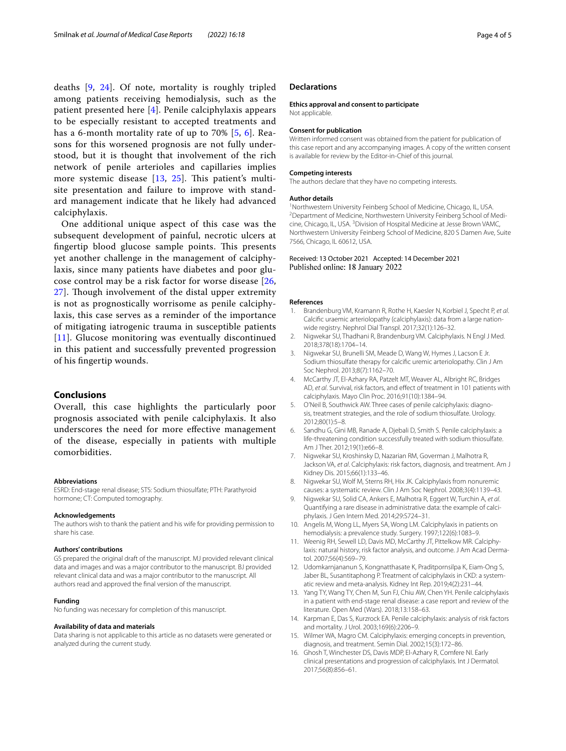deaths [9, 24]. Of note, mortality is roughly tripled among patients receiving hemodialysis, such as the patient presented here [4]. Penile calciphylaxis appears to be especially resistant to accepted treatments and has a 6-month mortality rate of up to 70% [5, 6]. Reasons for this worsened prognosis are not fully understood, but it is thought that involvement of the rich network of penile arterioles and capillaries implies more systemic disease [13, 25]. This patient's multisite presentation and failure to improve with standard management indicate that he likely had advanced calciphylaxis.

One additional unique aspect of this case was the subsequent development of painful, necrotic ulcers at fingertip blood glucose sample points. This presents yet another challenge in the management of calciphylaxis, since many patients have diabetes and poor glucose control may be a risk factor for worse disease [26, 27]. Though involvement of the distal upper extremity is not as prognostically worrisome as penile calciphylaxis, this case serves as a reminder of the importance of mitigating iatrogenic trauma in susceptible patients [11]. Glucose monitoring was eventually discontinued in this patient and successfully prevented progression of his fingertip wounds.

## Conclusions

Overall, this case highlights the particularly poor prognosis associated with penile calciphylaxis. It also underscores the need for more effective management of the disease, especially in patients with multiple comorbidities.

#### Abbreviations

ESRD: End-stage renal disease; STS: Sodium thiosulfate; PTH: Parathyroid hormone; CT: Computed tomography.

#### Acknowledgements

The authors wish to thank the patient and his wife for providing permission to share his case.

#### Authors' contributions

GS prepared the original draft of the manuscript. MJ provided relevant clinical data and images and was a major contributor to the manuscript. BJ provided relevant clinical data and was a major contributor to the manuscript. All authors read and approved the final version of the manuscript.

#### Funding

No funding was necessary for completion of this manuscript.

#### Availability of data and materials

Data sharing is not applicable to this article as no datasets were generated or analyzed during the current study.

## Declarations

#### Ethics approval and consent to participate

Not applicable.

#### Consent for publication

Written informed consent was obtained from the patient for publication of this case report and any accompanying images. A copy of the written consent is available for review by the Editor-in-Chief of this journal.

#### Competing interests

The authors declare that they have no competing interests.

#### Author details

[1] Northwestern University Feinberg School of Medicine, Chicago, IL, USA. [2] Department of Medicine, Northwestern University Feinberg School of Medicine, Chicago, IL, USA. [3] Division of Hospital Medicine at Jesse Brown VAMC, Northwestern University Feinberg School of Medicine, 820 S Damen Ave, Suite 7566, Chicago, IL 60612, USA.

Received: 13 October 2021 Accepted: 14 December 2021
Published online: 18 January 2022

#### References

1. Brandenburg VM, Kramann R, Rothe H, Kaesler N, Korbiel J, Specht P, *et al*. Calcific uraemic arteriolopathy (calciphylaxis): data from a large nationwide registry. Nephrol Dial Transpl. 2017;32(1):126–32.
2. Nigwekar SU, Thadhani R, Brandenburg VM. Calciphylaxis. N Engl J Med. 2018;378(18):1704–14.
3. Nigwekar SU, Brunelli SM, Meade D, Wang W, Hymes J, Lacson E Jr. Sodium thiosulfate therapy for calcific uremic arteriolopathy. Clin J Am Soc Nephrol. 2013;8(7):1162–70.
4. McCarthy JT, El-Azhary RA, Patzelt MT, Weaver AL, Albright RC, Bridges AD, *et al*. Survival, risk factors, and effect of treatment in 101 patients with calciphylaxis. Mayo Clin Proc. 2016;91(10):1384–94.
5. O'Neil B, Southwick AW. Three cases of penile calciphylaxis: diagnosis, treatment strategies, and the role of sodium thiosulfate. Urology. 2012;80(1):5–8.
6. Sandhu G, Gini MB, Ranade A, Djebali D, Smith S. Penile calciphylaxis: a life-threatening condition successfully treated with sodium thiosulfate. Am J Ther. 2012;19(1):e66–8.
7. Nigwekar SU, Kroshinsky D, Nazarian RM, Goverman J, Malhotra R, Jackson VA, *et al*. Calciphylaxis: risk factors, diagnosis, and treatment. Am J Kidney Dis. 2015;66(1):133–46.
8. Nigwekar SU, Wolf M, Sterns RH, Hix JK. Calciphylaxis from nonuremic causes: a systematic review. Clin J Am Soc Nephrol. 2008;3(4):1139–43.
9. Nigwekar SU, Solid CA, Ankers E, Malhotra R, Eggert W, Turchin A, *et al*. Quantifying a rare disease in administrative data: the example of calciphylaxis. J Gen Intern Med. 2014;29:S724–31.
10. Angelis M, Wong LL, Myers SA, Wong LM. Calciphylaxis in patients on hemodialysis: a prevalence study. Surgery. 1997;122(6):1083–9.
11. Weenig RH, Sewell LD, Davis MD, McCarthy JT, Pittelkow MR. Calciphylaxis: natural history, risk factor analysis, and outcome. J Am Acad Dermatol. 2007;56(4):569–79.
12. Udomkarnjananun S, Kongnatthasate K, Praditpornsilpa K, Eiam-Ong S, Jaber BL, Susantitaphong P. Treatment of calciphylaxis in CKD: a systematic review and meta-analysis. Kidney Int Rep. 2019;4(2):231–44.
13. Yang TY, Wang TY, Chen M, Sun FJ, Chiu AW, Chen YH. Penile calciphylaxis in a patient with end-stage renal disease: a case report and review of the literature. Open Med (Wars). 2018;13:158–63.
14. Karpman E, Das S, Kurzrock EA. Penile calciphylaxis: analysis of risk factors and mortality. J Urol. 2003;169(6):2206–9.
15. Wilmer WA, Magro CM. Calciphylaxis: emerging concepts in prevention, diagnosis, and treatment. Semin Dial. 2002;15(3):172–86.
16. Ghosh T, Winchester DS, Davis MDP, El-Azhary R, Comfere NI. Early clinical presentations and progression of calciphylaxis. Int J Dermatol. 2017;56(8):856–61.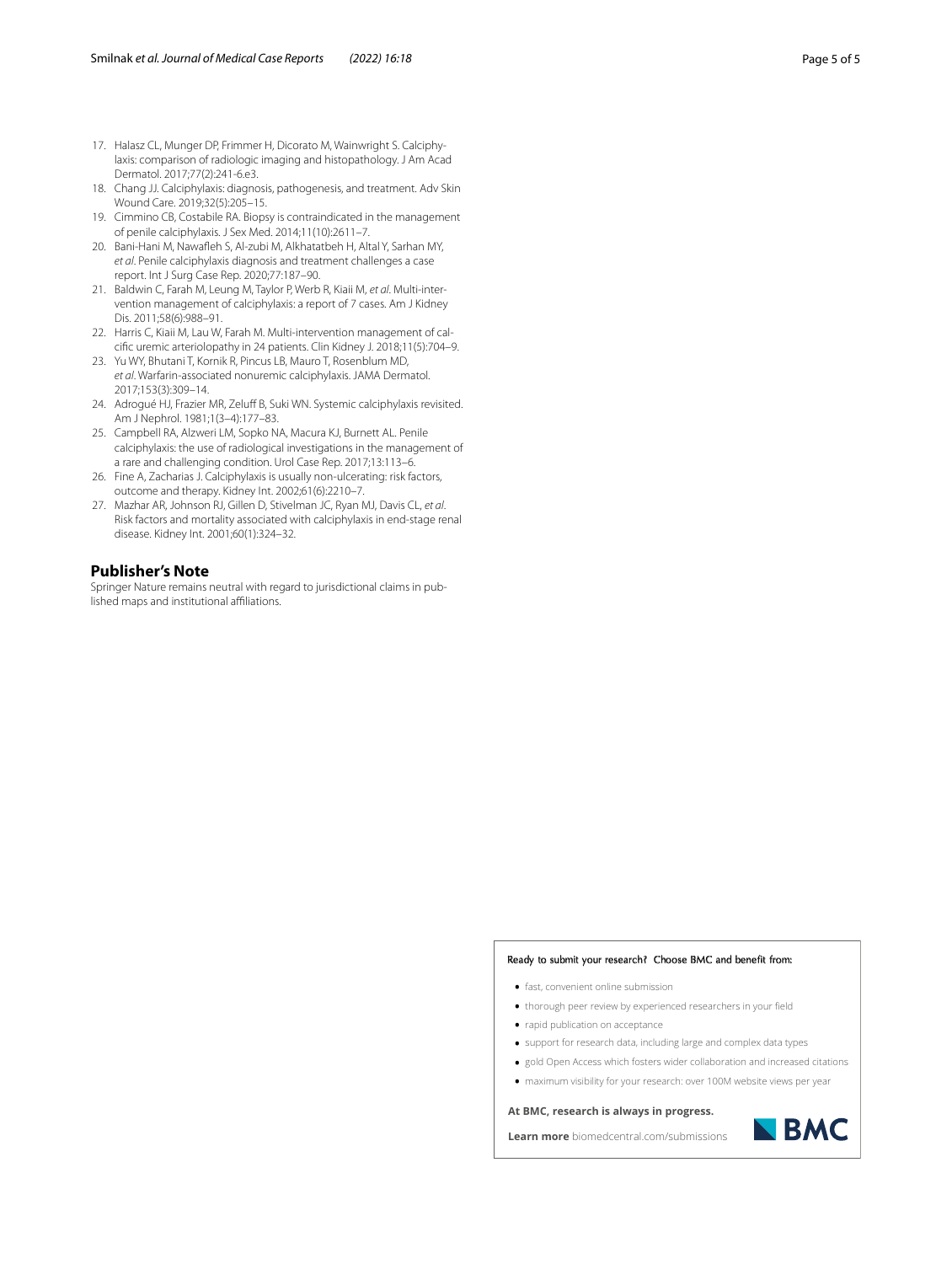17. Halasz CL, Munger DP, Frimmer H, Dicorato M, Wainwright S. Calciphylaxis: comparison of radiologic imaging and histopathology. J Am Acad Dermatol. 2017;77(2):241-6.e3.
18. Chang JJ. Calciphylaxis: diagnosis, pathogenesis, and treatment. Adv Skin Wound Care. 2019;32(5):205–15.
19. Cimmino CB, Costabile RA. Biopsy is contraindicated in the management of penile calciphylaxis. J Sex Med. 2014;11(10):2611–7.
20. Bani-Hani M, Nawafleh S, Al-zubi M, Alkhatatbeh H, Altal Y, Sarhan MY, *et al*. Penile calciphylaxis diagnosis and treatment challenges a case report. Int J Surg Case Rep. 2020;77:187–90.
21. Baldwin C, Farah M, Leung M, Taylor P, Werb R, Kiaii M, *et al*. Multi-intervention management of calciphylaxis: a report of 7 cases. Am J Kidney Dis. 2011;58(6):988–91.
22. Harris C, Kiaii M, Lau W, Farah M. Multi-intervention management of calcific uremic arteriolopathy in 24 patients. Clin Kidney J. 2018;11(5):704–9.
23. Yu WY, Bhutani T, Kornik R, Pincus LB, Mauro T, Rosenblum MD, *et al*. Warfarin-associated nonuremic calciphylaxis. JAMA Dermatol. 2017;153(3):309–14.
24. Adrogué HJ, Frazier MR, Zeluff B, Suki WN. Systemic calciphylaxis revisited. Am J Nephrol. 1981;1(3–4):177–83.
25. Campbell RA, Alzweri LM, Sopko NA, Macura KJ, Burnett AL. Penile calciphylaxis: the use of radiological investigations in the management of a rare and challenging condition. Urol Case Rep. 2017;13:113–6.
26. Fine A, Zacharias J. Calciphylaxis is usually non-ulcerating: risk factors, outcome and therapy. Kidney Int. 2002;61(6):2210–7.
27. Mazhar AR, Johnson RJ, Gillen D, Stivelman JC, Ryan MJ, Davis CL, *et al*. Risk factors and mortality associated with calciphylaxis in end-stage renal disease. Kidney Int. 2001;60(1):324–32.

## Publisher's Note

Springer Nature remains neutral with regard to jurisdictional claims in published maps and institutional affiliations.

Ready to submit your research? Choose BMC and benefit from:

- fast, convenient online submission
- thorough peer review by experienced researchers in your field
- rapid publication on acceptance
- support for research data, including large and complex data types
- gold Open Access which fosters wider collaboration and increased citations
- maximum visibility for your research: over 100M website views per year

**At BMC, research is always in progress.**

**Learn more** biomedcentral.com/submissions

BMC